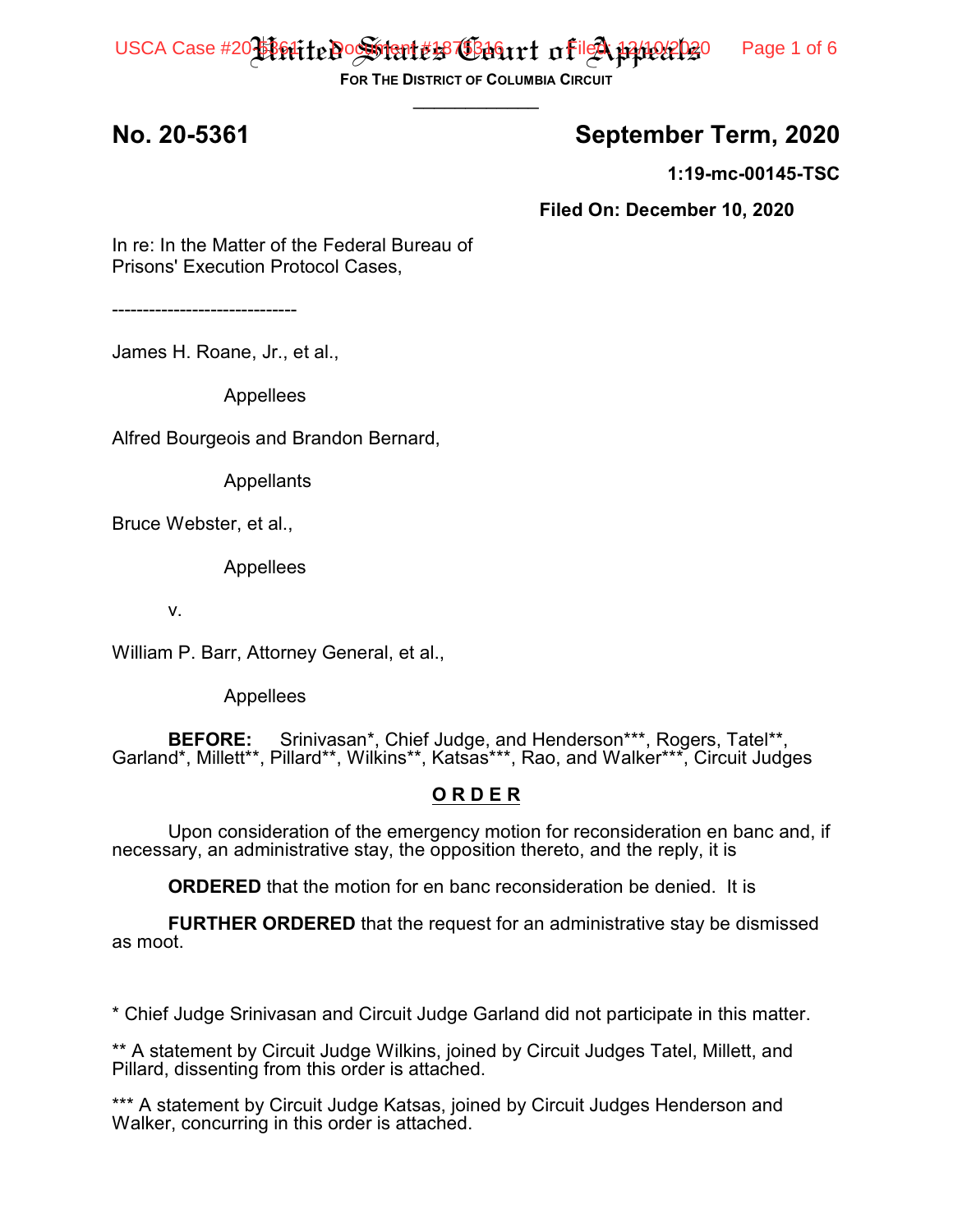# United States Court of Appeals

**FOR THE DISTRICT OF COLUMBIA CIRCUIT**

____________

**No. 20-5361** **September Term, 2020**

**1:19-mc-00145-TSC**

**Filed On: December 10, 2020**

In re: In the Matter of the Federal Bureau of Prisons' Execution Protocol Cases,

------------------------------

James H. Roane, Jr., et al.,

Appellees

Alfred Bourgeois and Brandon Bernard,

Appellants

Bruce Webster, et al.,

Appellees

v.

William P. Barr, Attorney General, et al.,

Appellees

**BEFORE:** Srinivasan*, Chief Judge, and Henderson***, Rogers, Tatel**, Garland*, Millett**, Pillard**, Wilkins**, Katsas***, Rao, and Walker***, Circuit Judges

## O R D E R

Upon consideration of the emergency motion for reconsideration en banc and, if necessary, an administrative stay, the opposition thereto, and the reply, it is

**ORDERED** that the motion for en banc reconsideration be denied. It is

**FURTHER ORDERED** that the request for an administrative stay be dismissed as moot.

\* Chief Judge Srinivasan and Circuit Judge Garland did not participate in this matter.

\** A statement by Circuit Judge Wilkins, joined by Circuit Judges Tatel, Millett, and Pillard, dissenting from this order is attached.

\*** A statement by Circuit Judge Katsas, joined by Circuit Judges Henderson and Walker, concurring in this order is attached.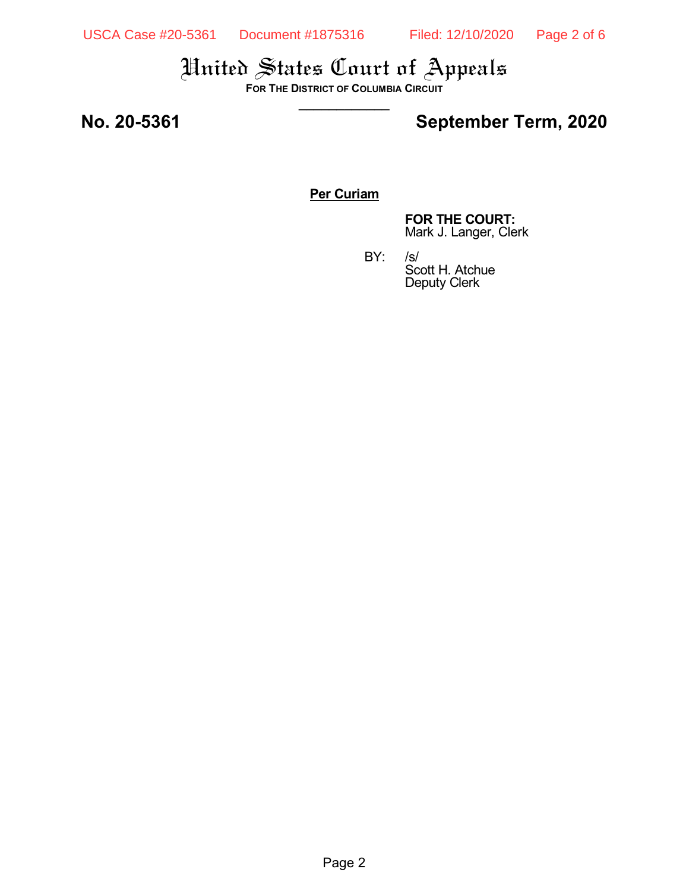# United States Court of Appeals

**FOR THE DISTRICT OF COLUMBIA CIRCUIT**

---

**No. 20-5361** **September Term, 2020**

**Per Curiam**

**FOR THE COURT:**
Mark J. Langer, Clerk

BY: /s/
Scott H. Atchue
Deputy Clerk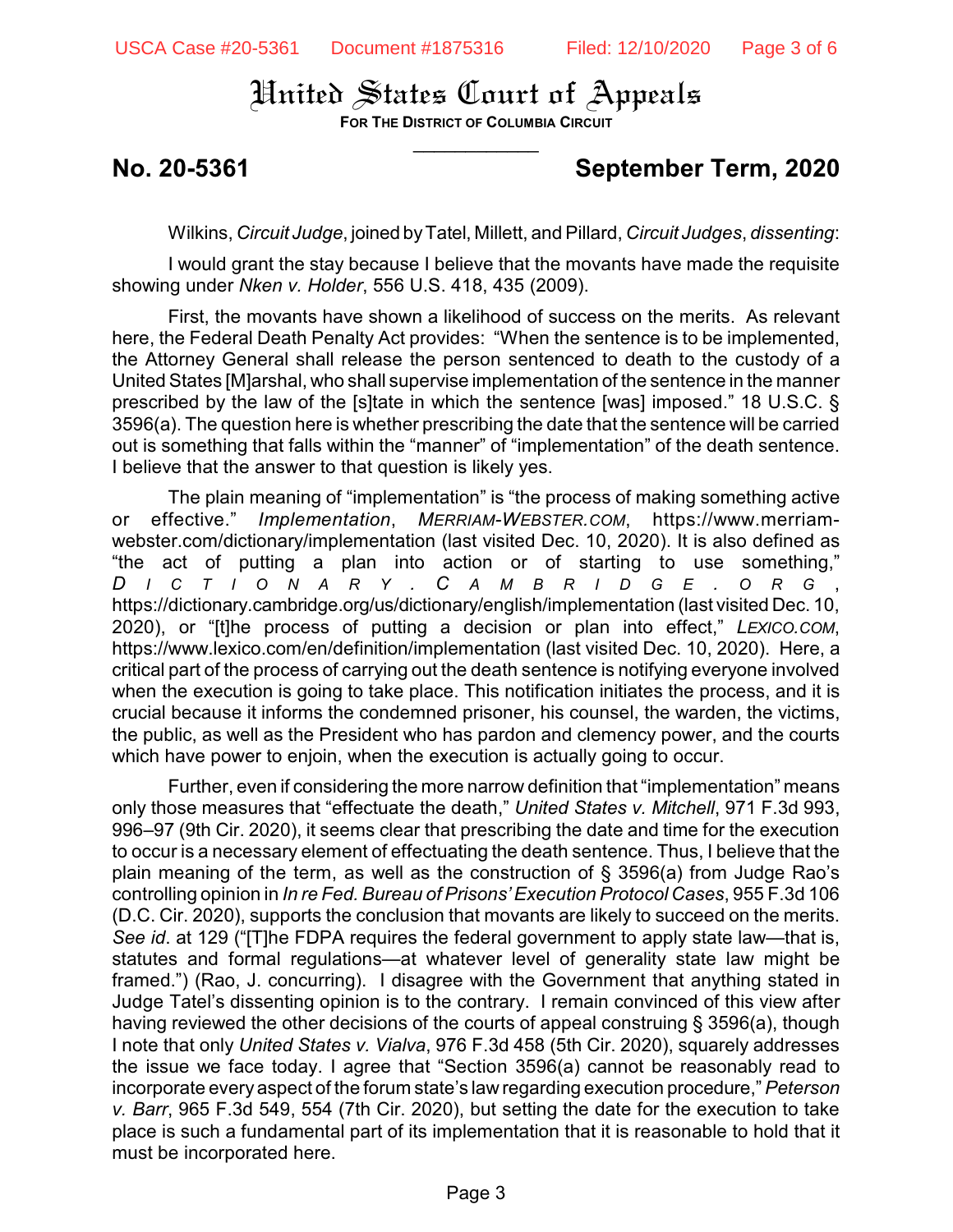# United States Court of Appeals

**For The District of Columbia Circuit**

---

**No. 20-5361** **September Term, 2020**

Wilkins, *Circuit Judge*, joined by Tatel, Millett, and Pillard, *Circuit Judges*, *dissenting*:

I would grant the stay because I believe that the movants have made the requisite showing under *Nken v. Holder*, 556 U.S. 418, 435 (2009).

First, the movants have shown a likelihood of success on the merits. As relevant here, the Federal Death Penalty Act provides: "When the sentence is to be implemented, the Attorney General shall release the person sentenced to death to the custody of a United States [M]arshal, who shall supervise implementation of the sentence in the manner prescribed by the law of the [s]tate in which the sentence [was] imposed." 18 U.S.C. § 3596(a). The question here is whether prescribing the date that the sentence will be carried out is something that falls within the "manner" of "implementation" of the death sentence. I believe that the answer to that question is likely yes.

The plain meaning of "implementation" is "the process of making something active or effective." *Implementation*, *Merriam-Webster.com*, https://www.merriam-webster.com/dictionary/implementation (last visited Dec. 10, 2020). It is also defined as "the act of putting a plan into action or of starting to use something," *Dictionary.Cambridge.org*, https://dictionary.cambridge.org/us/dictionary/english/implementation (last visited Dec. 10, 2020), or "[t]he process of putting a decision or plan into effect," *Lexico.com*, https://www.lexico.com/en/definition/implementation (last visited Dec. 10, 2020). Here, a critical part of the process of carrying out the death sentence is notifying everyone involved when the execution is going to take place. This notification initiates the process, and it is crucial because it informs the condemned prisoner, his counsel, the warden, the victims, the public, as well as the President who has pardon and clemency power, and the courts which have power to enjoin, when the execution is actually going to occur.

Further, even if considering the more narrow definition that "implementation" means only those measures that "effectuate the death," *United States v. Mitchell*, 971 F.3d 993, 996–97 (9th Cir. 2020), it seems clear that prescribing the date and time for the execution to occur is a necessary element of effectuating the death sentence. Thus, I believe that the plain meaning of the term, as well as the construction of § 3596(a) from Judge Rao's controlling opinion in *In re Fed. Bureau of Prisons' Execution Protocol Cases*, 955 F.3d 106 (D.C. Cir. 2020), supports the conclusion that movants are likely to succeed on the merits. *See id*. at 129 ("[T]he FDPA requires the federal government to apply state law—that is, statutes and formal regulations—at whatever level of generality state law might be framed.") (Rao, J. concurring). I disagree with the Government that anything stated in Judge Tatel's dissenting opinion is to the contrary. I remain convinced of this view after having reviewed the other decisions of the courts of appeal construing § 3596(a), though I note that only *United States v. Vialva*, 976 F.3d 458 (5th Cir. 2020), squarely addresses the issue we face today. I agree that "Section 3596(a) cannot be reasonably read to incorporate every aspect of the forum state's law regarding execution procedure," *Peterson v. Barr*, 965 F.3d 549, 554 (7th Cir. 2020), but setting the date for the execution to take place is such a fundamental part of its implementation that it is reasonable to hold that it must be incorporated here.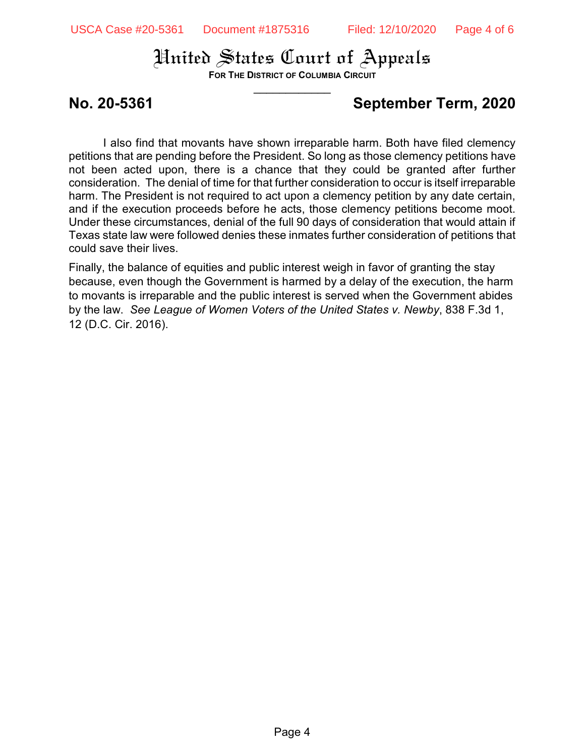I also find that movants have shown irreparable harm. Both have filed clemency petitions that are pending before the President. So long as those clemency petitions have not been acted upon, there is a chance that they could be granted after further consideration. The denial of time for that further consideration to occur is itself irreparable harm. The President is not required to act upon a clemency petition by any date certain, and if the execution proceeds before he acts, those clemency petitions become moot. Under these circumstances, denial of the full 90 days of consideration that would attain if Texas state law were followed denies these inmates further consideration of petitions that could save their lives.

Finally, the balance of equities and public interest weigh in favor of granting the stay because, even though the Government is harmed by a delay of the execution, the harm to movants is irreparable and the public interest is served when the Government abides by the law. *See League of Women Voters of the United States v. Newby*, 838 F.3d 1, 12 (D.C. Cir. 2016).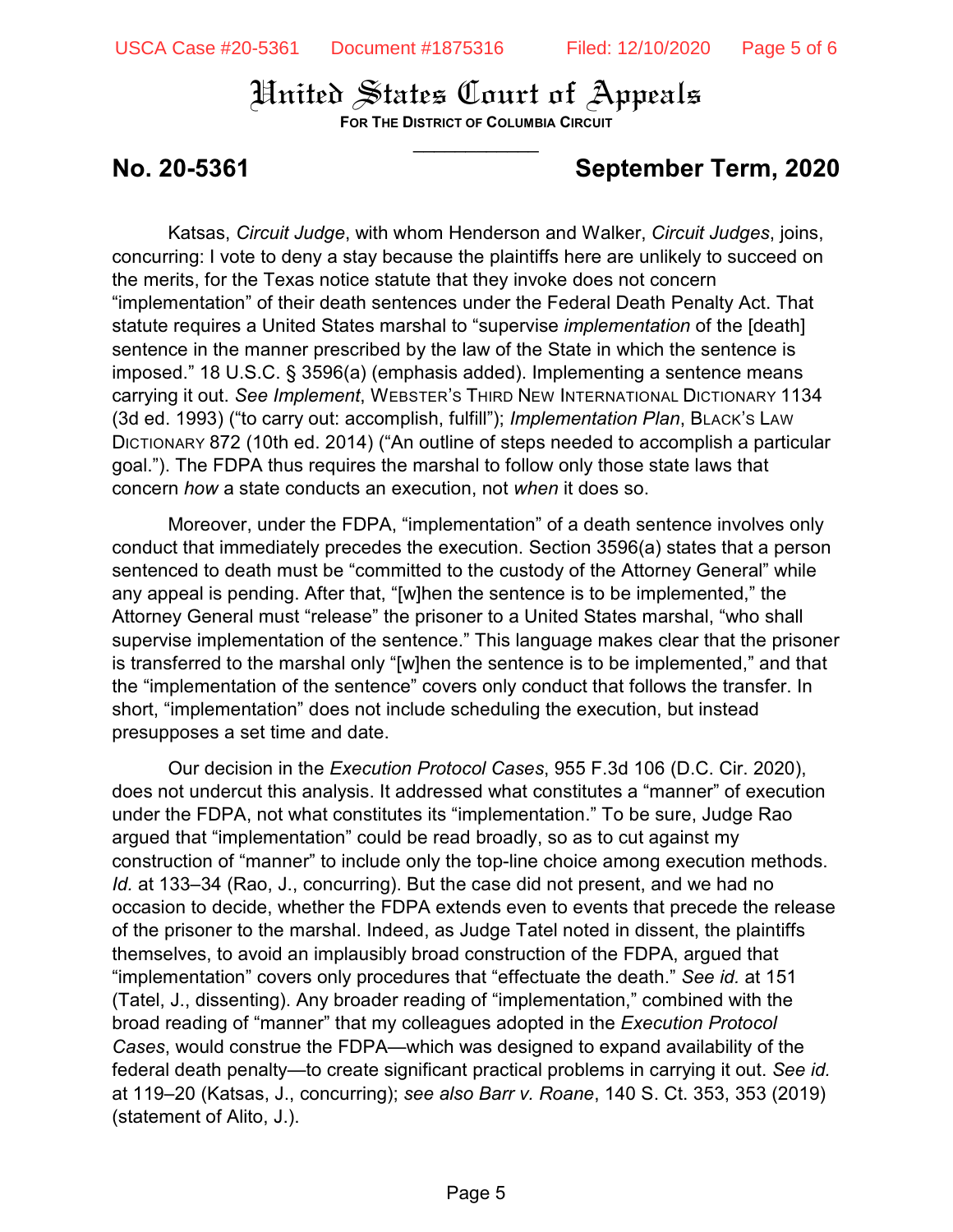# United States Court of Appeals

**For The District of Columbia Circuit**

---

**No. 20-5361** **September Term, 2020**

Katsas, *Circuit Judge*, with whom Henderson and Walker, *Circuit Judges*, joins, concurring: I vote to deny a stay because the plaintiffs here are unlikely to succeed on the merits, for the Texas notice statute that they invoke does not concern "implementation" of their death sentences under the Federal Death Penalty Act. That statute requires a United States marshal to "supervise *implementation* of the [death] sentence in the manner prescribed by the law of the State in which the sentence is imposed." 18 U.S.C. § 3596(a) (emphasis added). Implementing a sentence means carrying it out. *See Implement*, Webster's Third New International Dictionary 1134 (3d ed. 1993) ("to carry out: accomplish, fulfill"); *Implementation Plan*, Black's Law Dictionary 872 (10th ed. 2014) ("An outline of steps needed to accomplish a particular goal."). The FDPA thus requires the marshal to follow only those state laws that concern *how* a state conducts an execution, not *when* it does so.

Moreover, under the FDPA, "implementation" of a death sentence involves only conduct that immediately precedes the execution. Section 3596(a) states that a person sentenced to death must be "committed to the custody of the Attorney General" while any appeal is pending. After that, "[w]hen the sentence is to be implemented," the Attorney General must "release" the prisoner to a United States marshal, "who shall supervise implementation of the sentence." This language makes clear that the prisoner is transferred to the marshal only "[w]hen the sentence is to be implemented," and that the "implementation of the sentence" covers only conduct that follows the transfer. In short, "implementation" does not include scheduling the execution, but instead presupposes a set time and date.

Our decision in the *Execution Protocol Cases*, 955 F.3d 106 (D.C. Cir. 2020), does not undercut this analysis. It addressed what constitutes a "manner" of execution under the FDPA, not what constitutes its "implementation." To be sure, Judge Rao argued that "implementation" could be read broadly, so as to cut against my construction of "manner" to include only the top-line choice among execution methods. *Id.* at 133–34 (Rao, J., concurring). But the case did not present, and we had no occasion to decide, whether the FDPA extends even to events that precede the release of the prisoner to the marshal. Indeed, as Judge Tatel noted in dissent, the plaintiffs themselves, to avoid an implausibly broad construction of the FDPA, argued that "implementation" covers only procedures that "effectuate the death." *See id.* at 151 (Tatel, J., dissenting). Any broader reading of "implementation," combined with the broad reading of "manner" that my colleagues adopted in the *Execution Protocol Cases*, would construe the FDPA—which was designed to expand availability of the federal death penalty—to create significant practical problems in carrying it out. *See id.* at 119–20 (Katsas, J., concurring); *see also Barr v. Roane*, 140 S. Ct. 353, 353 (2019) (statement of Alito, J.).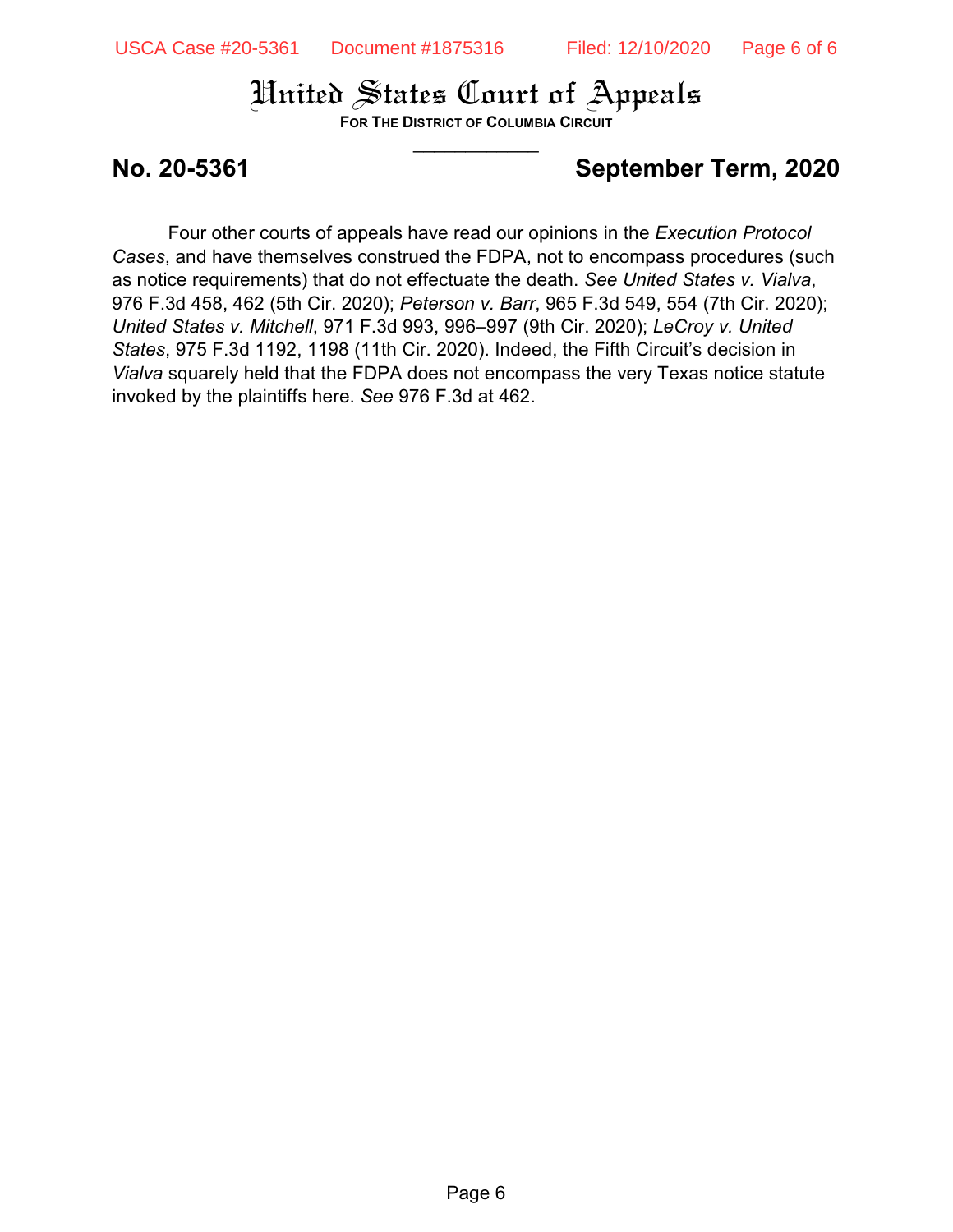# United States Court of Appeals

**FOR THE DISTRICT OF COLUMBIA CIRCUIT**

---

**No. 20-5361** **September Term, 2020**

Four other courts of appeals have read our opinions in the *Execution Protocol Cases*, and have themselves construed the FDPA, not to encompass procedures (such as notice requirements) that do not effectuate the death. *See United States v. Vialva*, 976 F.3d 458, 462 (5th Cir. 2020); *Peterson v. Barr*, 965 F.3d 549, 554 (7th Cir. 2020); *United States v. Mitchell*, 971 F.3d 993, 996–997 (9th Cir. 2020); *LeCroy v. United States*, 975 F.3d 1192, 1198 (11th Cir. 2020). Indeed, the Fifth Circuit's decision in *Vialva* squarely held that the FDPA does not encompass the very Texas notice statute invoked by the plaintiffs here. *See* 976 F.3d at 462.